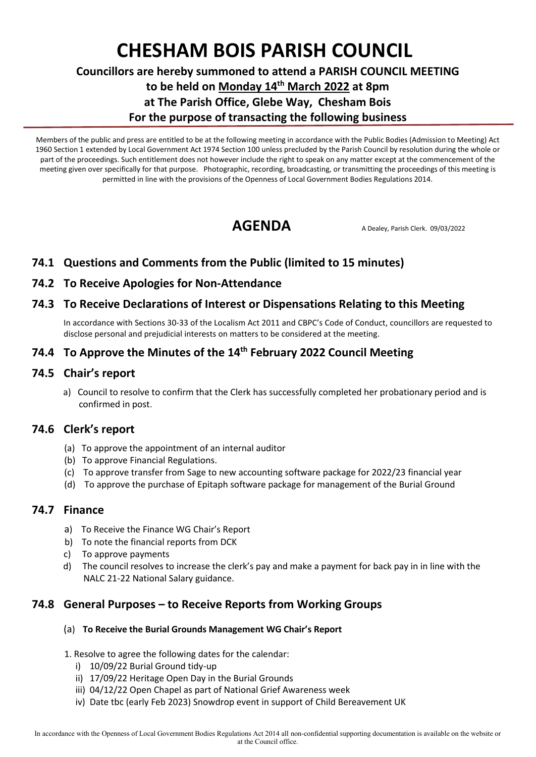# CHESHAM BOIS PARISH COUNCIL

## Councillors are hereby summoned to attend a PARISH COUNCIL MEETING to be held on Monday 14th March 2022 at 8pm at The Parish Office, Glebe Way, Chesham Bois For the purpose of transacting the following business

Members of the public and press are entitled to be at the following meeting in accordance with the Public Bodies (Admission to Meeting) Act 1960 Section 1 extended by Local Government Act 1974 Section 100 unless precluded by the Parish Council by resolution during the whole or part of the proceedings. Such entitlement does not however include the right to speak on any matter except at the commencement of the meeting given over specifically for that purpose. Photographic, recording, broadcasting, or transmitting the proceedings of this meeting is permitted in line with the provisions of the Openness of Local Government Bodies Regulations 2014.

# AGENDA

A Dealey, Parish Clerk. 09/03/2022

## 74.1 Questions and Comments from the Public (limited to 15 minutes)

## 74.2 To Receive Apologies for Non-Attendance

## 74.3 To Receive Declarations of Interest or Dispensations Relating to this Meeting

In accordance with Sections 30-33 of the Localism Act 2011 and CBPC's Code of Conduct, councillors are requested to disclose personal and prejudicial interests on matters to be considered at the meeting.

## 74.4 To Approve the Minutes of the 14th February 2022 Council Meeting

## 74.5 Chair's report

a) Council to resolve to confirm that the Clerk has successfully completed her probationary period and is confirmed in post.

## 74.6 Clerk's report

(a) To approve the appointment of an internal auditor
(b) To approve Financial Regulations.
(c) To approve transfer from Sage to new accounting software package for 2022/23 financial year
(d) To approve the purchase of Epitaph software package for management of the Burial Ground

## 74.7 Finance

a) To Receive the Finance WG Chair's Report
b) To note the financial reports from DCK
c) To approve payments
d) The council resolves to increase the clerk's pay and make a payment for back pay in in line with the NALC 21-22 National Salary guidance.

## 74.8 General Purposes – to Receive Reports from Working Groups

(a) **To Receive the Burial Grounds Management WG Chair's Report**

1. Resolve to agree the following dates for the calendar:
   i) 10/09/22 Burial Ground tidy-up
   ii) 17/09/22 Heritage Open Day in the Burial Grounds
   iii) 04/12/22 Open Chapel as part of National Grief Awareness week
   iv) Date tbc (early Feb 2023) Snowdrop event in support of Child Bereavement UK

In accordance with the Openness of Local Government Bodies Regulations Act 2014 all non-confidential supporting documentation is available on the website or at the Council office.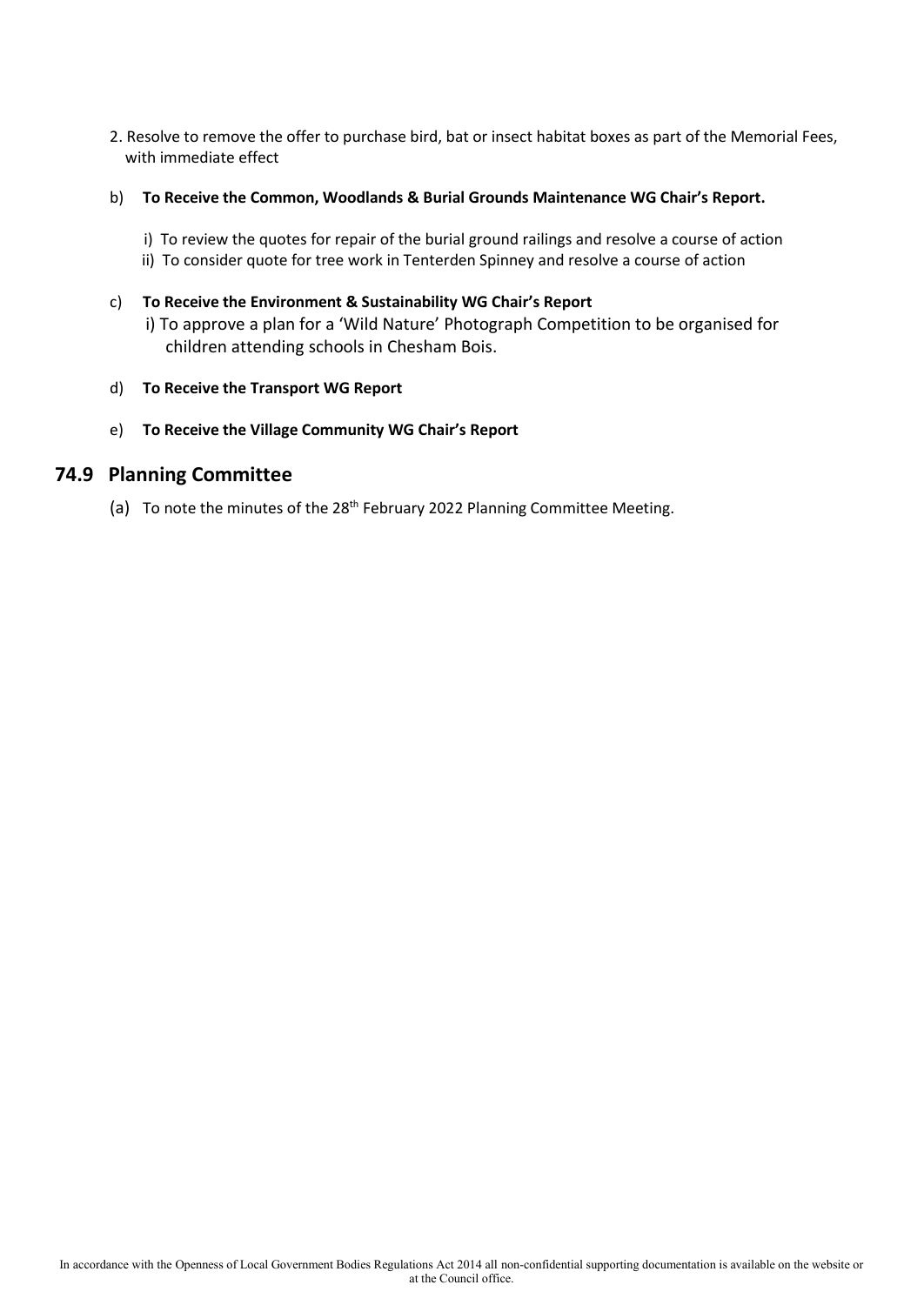2. Resolve to remove the offer to purchase bird, bat or insect habitat boxes as part of the Memorial Fees, with immediate effect

b) **To Receive the Common, Woodlands & Burial Grounds Maintenance WG Chair's Report.**

i) To review the quotes for repair of the burial ground railings and resolve a course of action
ii) To consider quote for tree work in Tenterden Spinney and resolve a course of action

c) **To Receive the Environment & Sustainability WG Chair's Report**

i) To approve a plan for a 'Wild Nature' Photograph Competition to be organised for children attending schools in Chesham Bois.

d) **To Receive the Transport WG Report**

e) **To Receive the Village Community WG Chair's Report**

## 74.9 Planning Committee

(a) To note the minutes of the 28th February 2022 Planning Committee Meeting.

In accordance with the Openness of Local Government Bodies Regulations Act 2014 all non-confidential supporting documentation is available on the website or at the Council office.